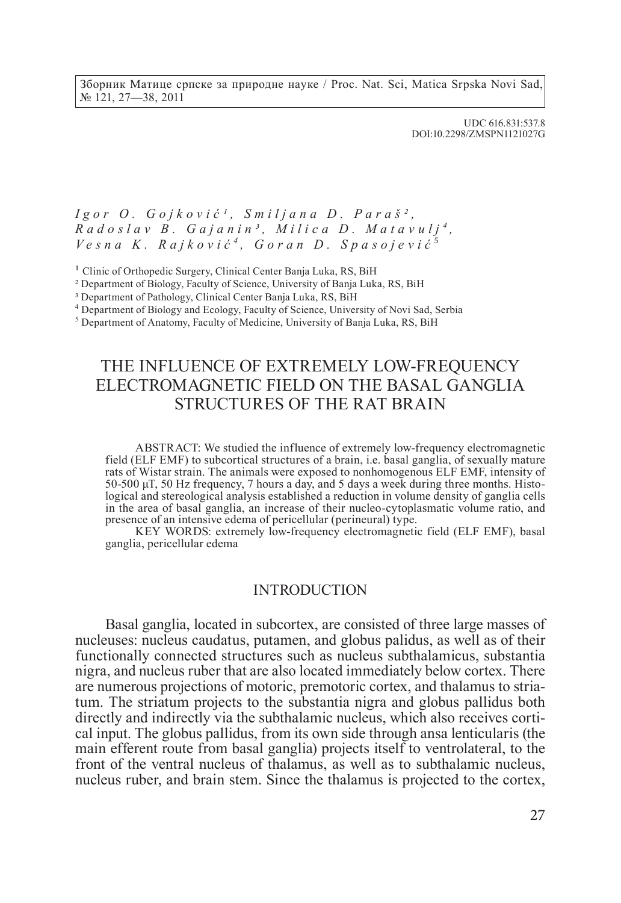UDC 616.831:537.8
DOI:10.2298/ZMSPN1121027G

*Igor O. Gojković*[1], *Smiljana D. Paraš*[2], *Radoslav B. Gajanin*[3], *Milica D. Matavulj*[4], *Vesna K. Rajković*[4], *Goran D. Spasojević*[5]

[1] Clinic of Orthopedic Surgery, Clinical Center Banja Luka, RS, BiH
[2] Department of Biology, Faculty of Science, University of Banja Luka, RS, BiH
[3] Department of Pathology, Clinical Center Banja Luka, RS, BiH
[4] Department of Biology and Ecology, Faculty of Science, University of Novi Sad, Serbia
[5] Department of Anatomy, Faculty of Medicine, University of Banja Luka, RS, BiH

# THE INFLUENCE OF EXTREMELY LOW-FREQUENCY ELECTROMAGNETIC FIELD ON THE BASAL GANGLIA STRUCTURES OF THE RAT BRAIN

ABSTRACT: We studied the influence of extremely low-frequency electromagnetic field (ELF EMF) to subcortical structures of a brain, i.e. basal ganglia, of sexually mature rats of Wistar strain. The animals were exposed to nonhomogenous ELF EMF, intensity of 50-500 μT, 50 Hz frequency, 7 hours a day, and 5 days a week during three months. Histological and stereological analysis established a reduction in volume density of ganglia cells in the area of basal ganglia, an increase of their nucleo-cytoplasmatic volume ratio, and presence of an intensive edema of pericellular (perineural) type.

KEY WORDS: extremely low-frequency electromagnetic field (ELF EMF), basal ganglia, pericellular edema

## INTRODUCTION

Basal ganglia, located in subcortex, are consisted of three large masses of nucleuses: nucleus caudatus, putamen, and globus palidus, as well as of their functionally connected structures such as nucleus subthalamicus, substantia nigra, and nucleus ruber that are also located immediately below cortex. There are numerous projections of motoric, premotoric cortex, and thalamus to striatum. The striatum projects to the substantia nigra and globus pallidus both directly and indirectly via the subthalamic nucleus, which also receives cortical input. The globus pallidus, from its own side through ansa lenticularis (the main efferent route from basal ganglia) projects itself to ventrolateral, to the front of the ventral nucleus of thalamus, as well as to subthalamic nucleus, nucleus ruber, and brain stem. Since the thalamus is projected to the cortex,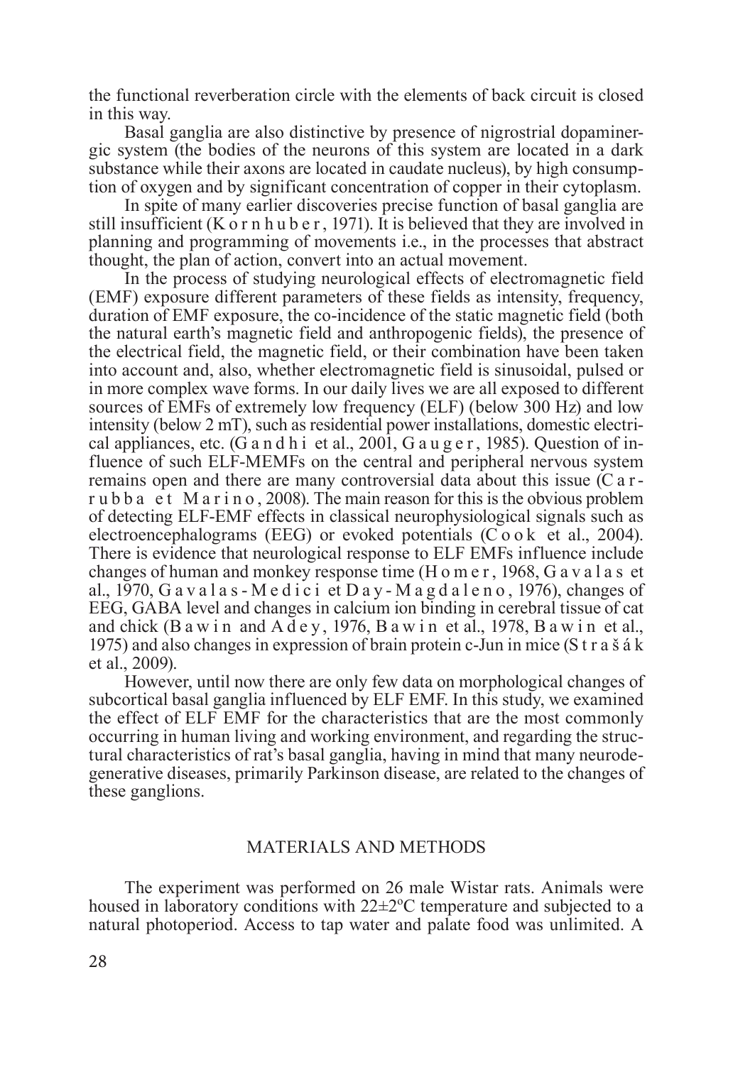the functional reverberation circle with the elements of back circuit is closed in this way.

Basal ganglia are also distinctive by presence of nigrostrial dopaminergic system (the bodies of the neurons of this system are located in a dark substance while their axons are located in caudate nucleus), by high consumption of oxygen and by significant concentration of copper in their cytoplasm.

In spite of many earlier discoveries precise function of basal ganglia are still insufficient (Kornhuber, 1971). It is believed that they are involved in planning and programming of movements i.e., in the processes that abstract thought, the plan of action, convert into an actual movement.

In the process of studying neurological effects of electromagnetic field (EMF) exposure different parameters of these fields as intensity, frequency, duration of EMF exposure, the co-incidence of the static magnetic field (both the natural earth's magnetic field and anthropogenic fields), the presence of the electrical field, the magnetic field, or their combination have been taken into account and, also, whether electromagnetic field is sinusoidal, pulsed or in more complex wave forms. In our daily lives we are all exposed to different sources of EMFs of extremely low frequency (ELF) (below 300 Hz) and low intensity (below 2 mT), such as residential power installations, domestic electrical appliances, etc. (Gandhi et al., 2001, Gauger, 1985). Question of influence of such ELF-MEMFs on the central and peripheral nervous system remains open and there are many controversial data about this issue (Carrubba et Marino, 2008). The main reason for this is the obvious problem of detecting ELF-EMF effects in classical neurophysiological signals such as electroencephalograms (EEG) or evoked potentials (Cook et al., 2004). There is evidence that neurological response to ELF EMFs influence include changes of human and monkey response time (Homer, 1968, Gavalas et al., 1970, Gavalas-Medici et Day-Magdaleno, 1976), changes of EEG, GABA level and changes in calcium ion binding in cerebral tissue of cat and chick (Bawin and Adey, 1976, Bawin et al., 1978, Bawin et al., 1975) and also changes in expression of brain protein c-Jun in mice (Strašák et al., 2009).

However, until now there are only few data on morphological changes of subcortical basal ganglia influenced by ELF EMF. In this study, we examined the effect of ELF EMF for the characteristics that are the most commonly occurring in human living and working environment, and regarding the structural characteristics of rat's basal ganglia, having in mind that many neurodegenerative diseases, primarily Parkinson disease, are related to the changes of these ganglions.

## MATERIALS AND METHODS

The experiment was performed on 26 male Wistar rats. Animals were housed in laboratory conditions with 22±2ºC temperature and subjected to a natural photoperiod. Access to tap water and palate food was unlimited. A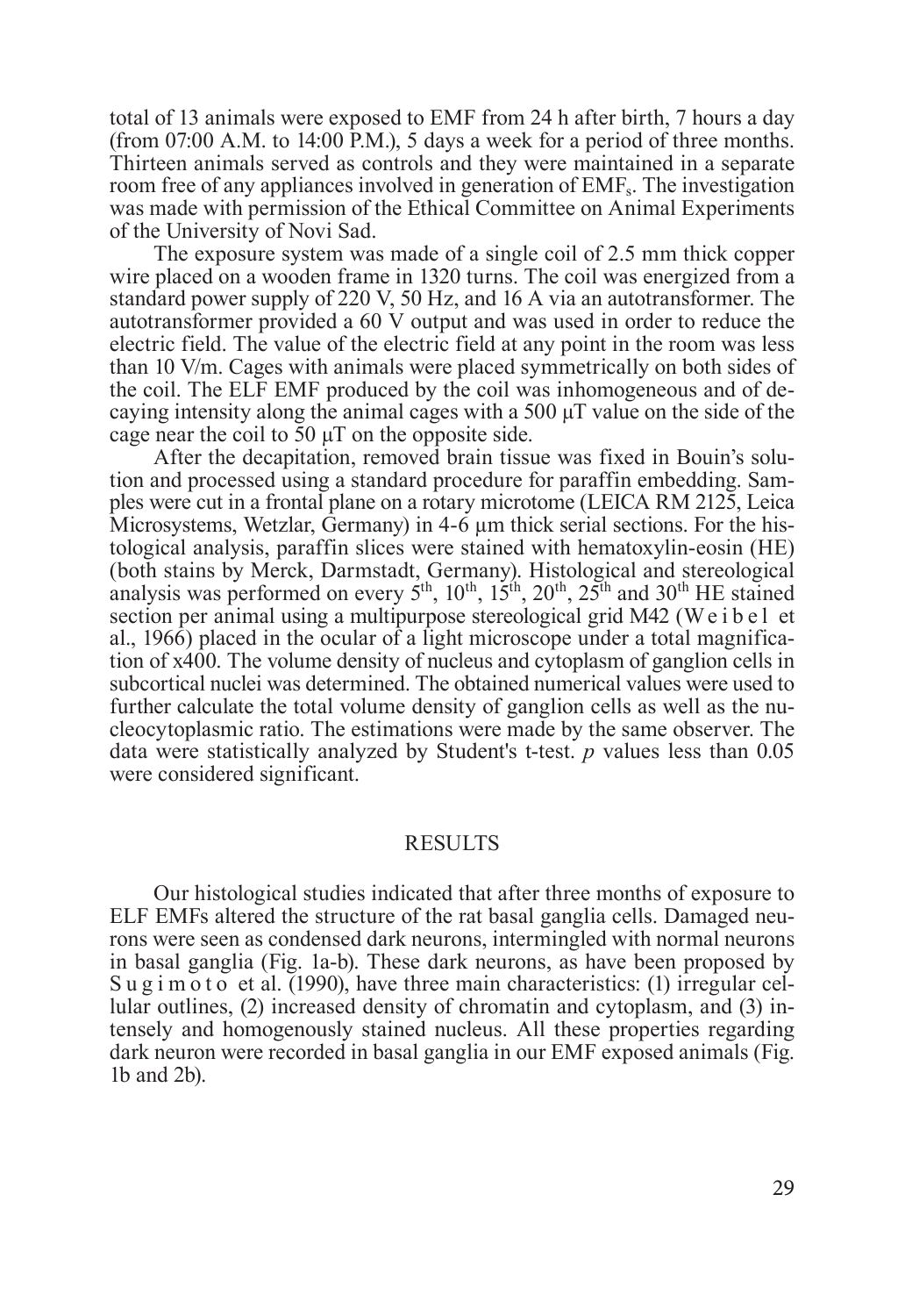total of 13 animals were exposed to EMF from 24 h after birth, 7 hours a day (from 07:00 A.M. to 14:00 P.M.), 5 days a week for a period of three months. Thirteen animals served as controls and they were maintained in a separate room free of any appliances involved in generation of $EMF_s$. The investigation was made with permission of the Ethical Committee on Animal Experiments of the University of Novi Sad.

The exposure system was made of a single coil of 2.5 mm thick copper wire placed on a wooden frame in 1320 turns. The coil was energized from a standard power supply of 220 V, 50 Hz, and 16 A via an autotransformer. The autotransformer provided a 60 V output and was used in order to reduce the electric field. The value of the electric field at any point in the room was less than 10 V/m. Cages with animals were placed symmetrically on both sides of the coil. The ELF EMF produced by the coil was inhomogeneous and of decaying intensity along the animal cages with a 500 μT value on the side of the cage near the coil to 50 μT on the opposite side.

After the decapitation, removed brain tissue was fixed in Bouin's solution and processed using a standard procedure for paraffin embedding. Samples were cut in a frontal plane on a rotary microtome (LEICA RM 2125, Leica Microsystems, Wetzlar, Germany) in 4-6 μm thick serial sections. For the histological analysis, paraffin slices were stained with hematoxylin-eosin (HE) (both stains by Merck, Darmstadt, Germany). Histological and stereological analysis was performed on every 5th, 10th, 15th, 20th, 25th and 30th HE stained section per animal using a multipurpose stereological grid M42 (Weibel et al., 1966) placed in the ocular of a light microscope under a total magnification of x400. The volume density of nucleus and cytoplasm of ganglion cells in subcortical nuclei was determined. The obtained numerical values were used to further calculate the total volume density of ganglion cells as well as the nucleocytoplasmic ratio. The estimations were made by the same observer. The data were statistically analyzed by Student's t-test. $p$ values less than 0.05 were considered significant.

## RESULTS

Our histological studies indicated that after three months of exposure to ELF EMFs altered the structure of the rat basal ganglia cells. Damaged neurons were seen as condensed dark neurons, intermingled with normal neurons in basal ganglia (Fig. 1a-b). These dark neurons, as have been proposed by Sugimoto et al. (1990), have three main characteristics: (1) irregular cellular outlines, (2) increased density of chromatin and cytoplasm, and (3) intensely and homogenously stained nucleus. All these properties regarding dark neuron were recorded in basal ganglia in our EMF exposed animals (Fig. 1b and 2b).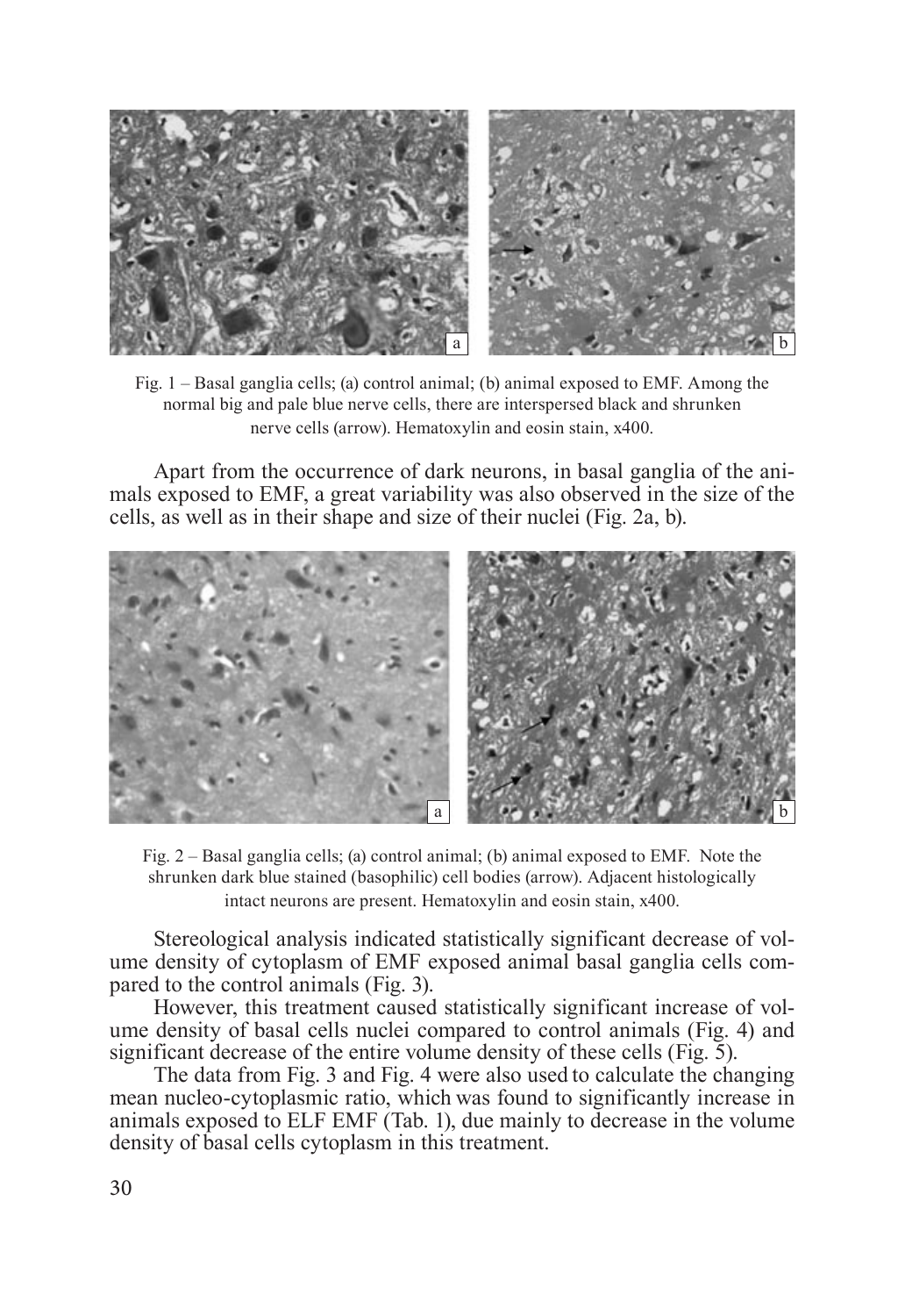Fig. 1 – Basal ganglia cells; (a) control animal; (b) animal exposed to EMF. Among the normal big and pale blue nerve cells, there are interspersed black and shrunken nerve cells (arrow). Hematoxylin and eosin stain, x400.

Apart from the occurrence of dark neurons, in basal ganglia of the animals exposed to EMF, a great variability was also observed in the size of the cells, as well as in their shape and size of their nuclei (Fig. 2a, b).

Fig. 2 – Basal ganglia cells; (a) control animal; (b) animal exposed to EMF. Note the shrunken dark blue stained (basophilic) cell bodies (arrow). Adjacent histologically intact neurons are present. Hematoxylin and eosin stain, x400.

Stereological analysis indicated statistically significant decrease of volume density of cytoplasm of EMF exposed animal basal ganglia cells compared to the control animals (Fig. 3).

However, this treatment caused statistically significant increase of volume density of basal cells nuclei compared to control animals (Fig. 4) and significant decrease of the entire volume density of these cells (Fig. 5).

The data from Fig. 3 and Fig. 4 were also used to calculate the changing mean nucleo-cytoplasmic ratio, which was found to significantly increase in animals exposed to ELF EMF (Tab. 1), due mainly to decrease in the volume density of basal cells cytoplasm in this treatment.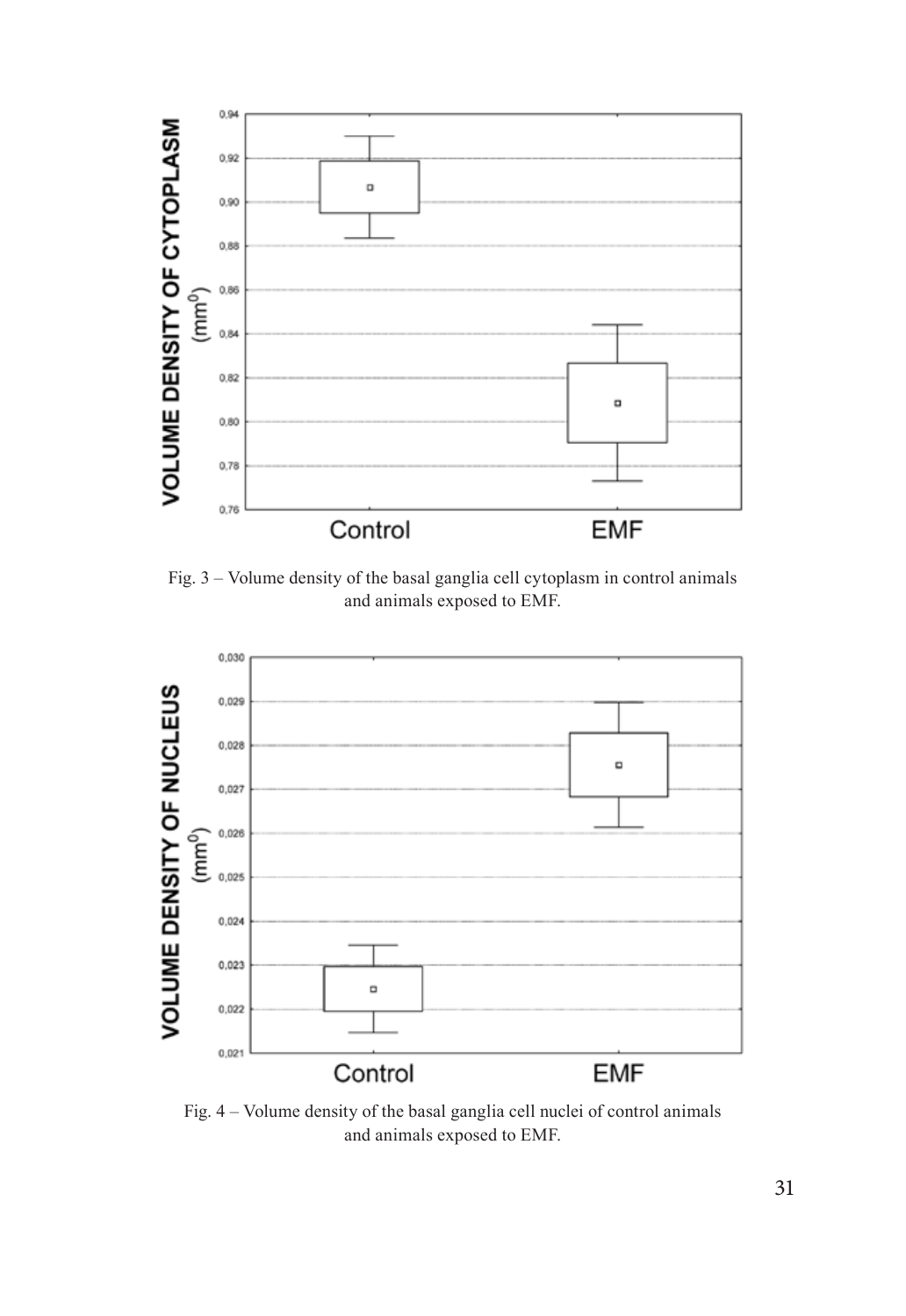Fig. 3 – Volume density of the basal ganglia cell cytoplasm in control animals and animals exposed to EMF.

Fig. 4 – Volume density of the basal ganglia cell nuclei of control animals and animals exposed to EMF.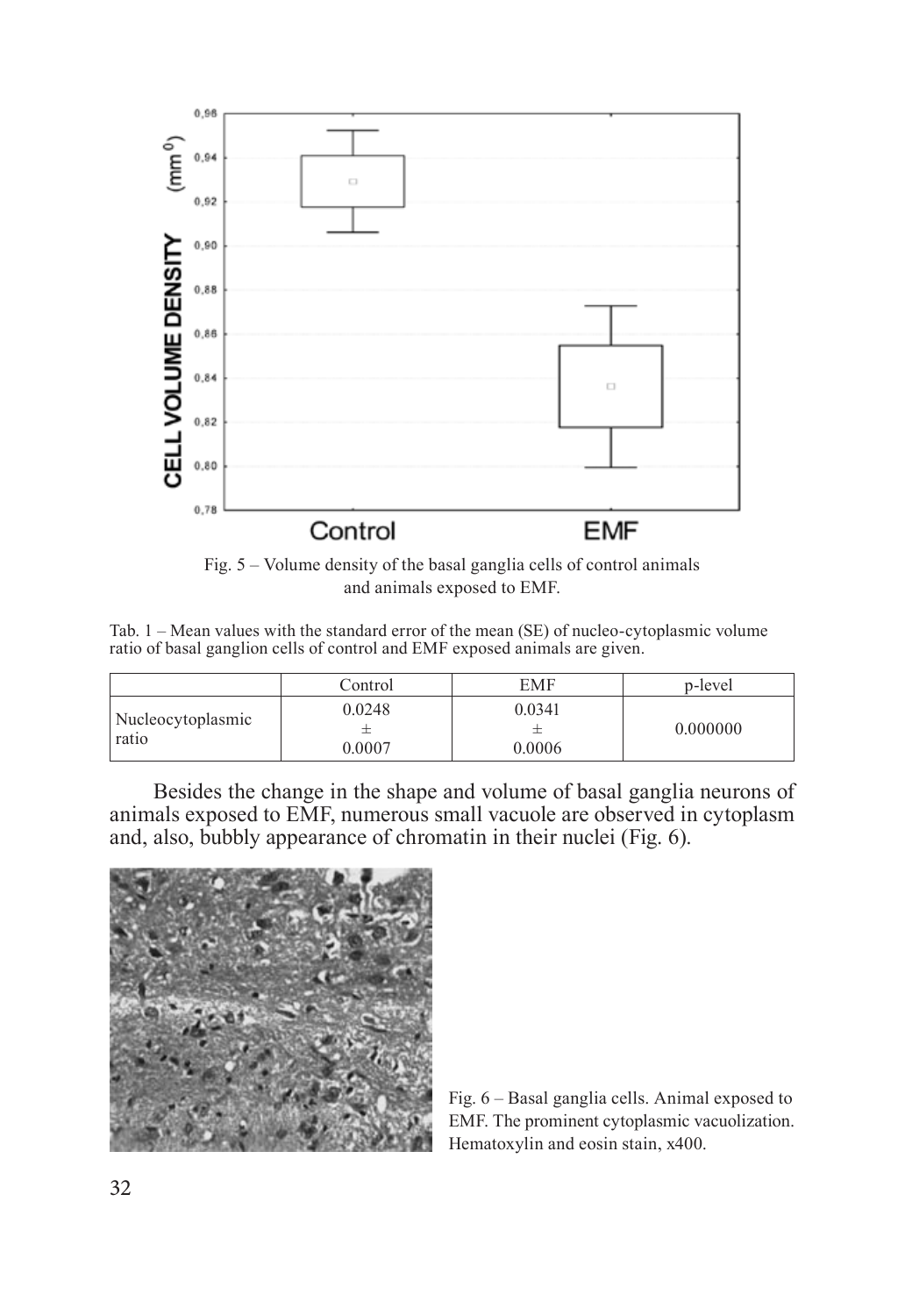Fig. 5 – Volume density of the basal ganglia cells of control animals and animals exposed to EMF.

Tab. 1 – Mean values with the standard error of the mean (SE) of nucleo-cytoplasmic volume ratio of basal ganglion cells of control and EMF exposed animals are given.

| | Control | EMF | p-level |
|---|---|---|---|
| Nucleocytoplasmic ratio | 0.0248 ± 0.0007 | 0.0341 ± 0.0006 | 0.000000 |

Besides the change in the shape and volume of basal ganglia neurons of animals exposed to EMF, numerous small vacuole are observed in cytoplasm and, also, bubbly appearance of chromatin in their nuclei (Fig. 6).

Fig. 6 – Basal ganglia cells. Animal exposed to EMF. The prominent cytoplasmic vacuolization. Hematoxylin and eosin stain, x400.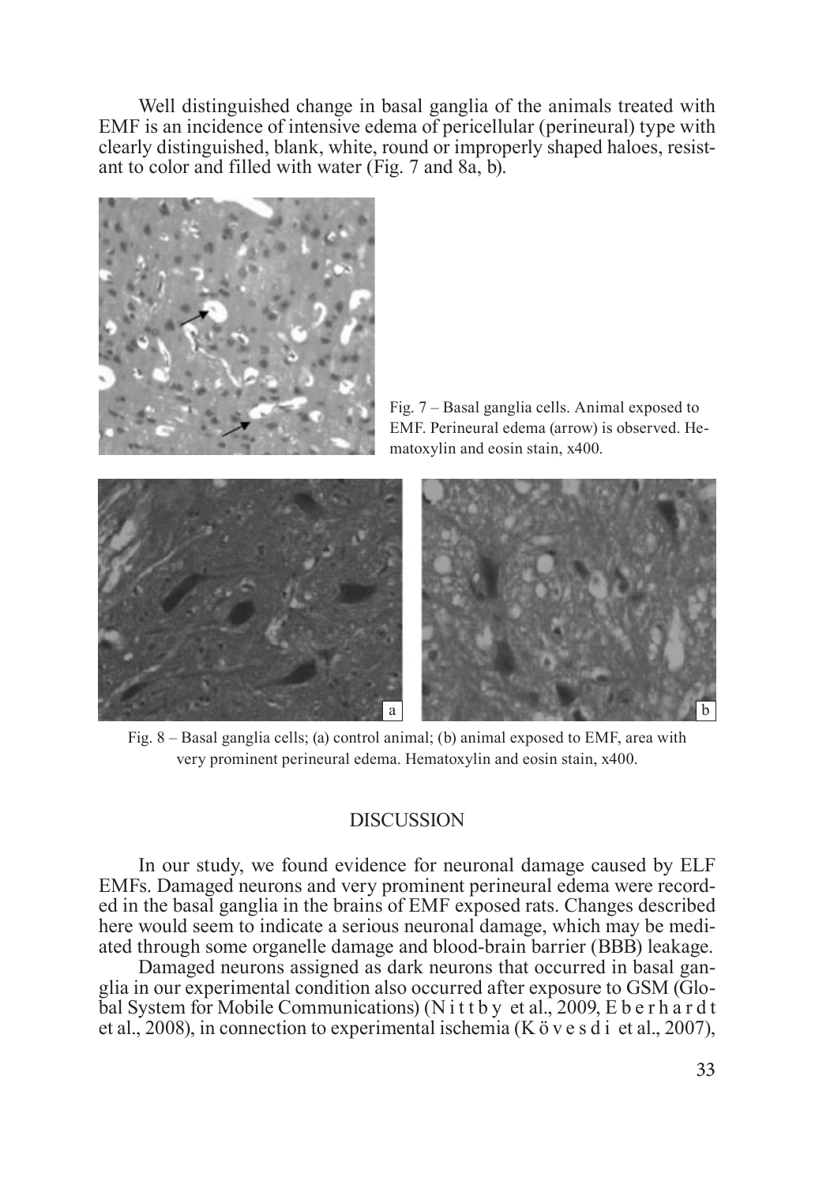Well distinguished change in basal ganglia of the animals treated with EMF is an incidence of intensive edema of pericellular (perineural) type with clearly distinguished, blank, white, round or improperly shaped haloes, resistant to color and filled with water (Fig. 7 and 8a, b).

Fig. 7 – Basal ganglia cells. Animal exposed to EMF. Perineural edema (arrow) is observed. Hematoxylin and eosin stain, x400.

Fig. 8 – Basal ganglia cells; (a) control animal; (b) animal exposed to EMF, area with very prominent perineural edema. Hematoxylin and eosin stain, x400.

## DISCUSSION

In our study, we found evidence for neuronal damage caused by ELF EMFs. Damaged neurons and very prominent perineural edema were recorded in the basal ganglia in the brains of EMF exposed rats. Changes described here would seem to indicate a serious neuronal damage, which may be mediated through some organelle damage and blood-brain barrier (BBB) leakage.

Damaged neurons assigned as dark neurons that occurred in basal ganglia in our experimental condition also occurred after exposure to GSM (Global System for Mobile Communications) (Nittby et al., 2009, Eberhardt et al., 2008), in connection to experimental ischemia (Kövesdi et al., 2007),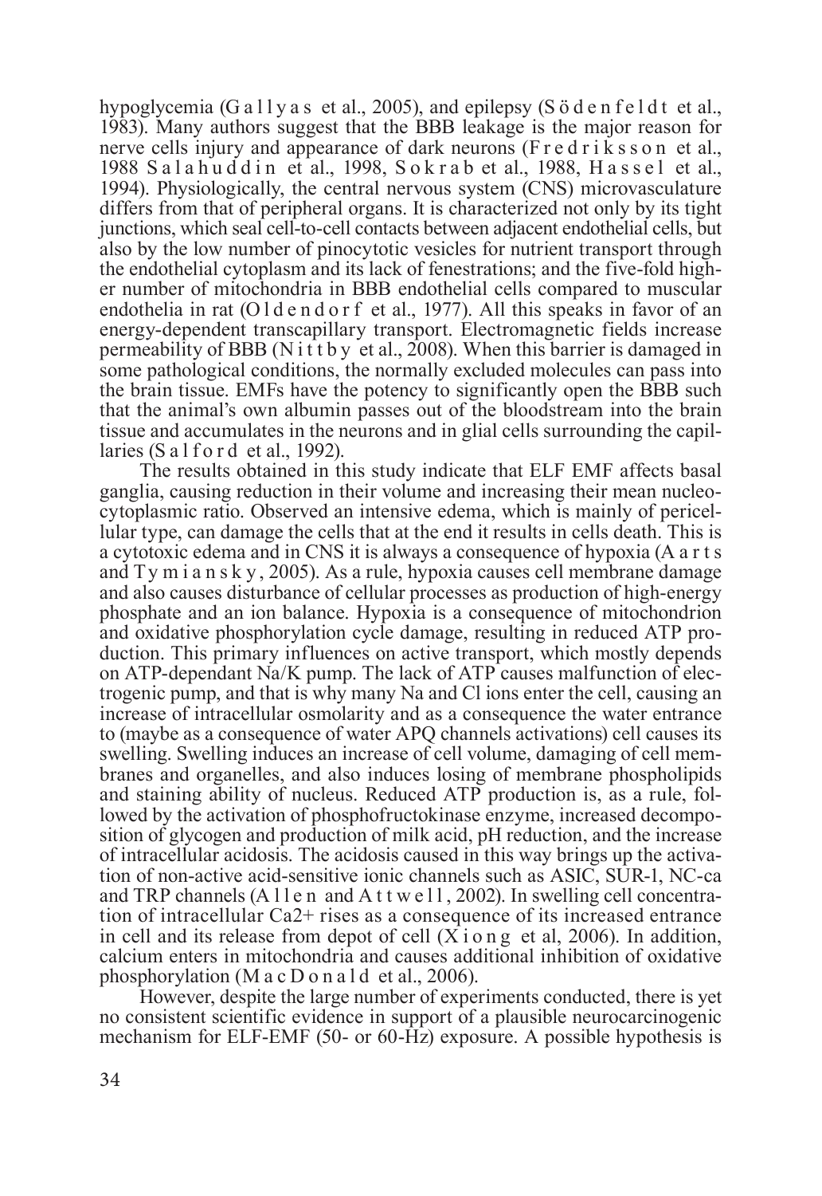hypoglycemia (Gallyas et al., 2005), and epilepsy (Södenfeldt et al., 1983). Many authors suggest that the BBB leakage is the major reason for nerve cells injury and appearance of dark neurons (Fredriksson et al., 1988 Salahuddin et al., 1998, Sokrab et al., 1988, Hassel et al., 1994). Physiologically, the central nervous system (CNS) microvasculature differs from that of peripheral organs. It is characterized not only by its tight junctions, which seal cell-to-cell contacts between adjacent endothelial cells, but also by the low number of pinocytotic vesicles for nutrient transport through the endothelial cytoplasm and its lack of fenestrations; and the five-fold higher number of mitochondria in BBB endothelial cells compared to muscular endothelia in rat (Oldendorf et al., 1977). All this speaks in favor of an energy-dependent transcapillary transport. Electromagnetic fields increase permeability of BBB (Nittby et al., 2008). When this barrier is damaged in some pathological conditions, the normally excluded molecules can pass into the brain tissue. EMFs have the potency to significantly open the BBB such that the animal's own albumin passes out of the bloodstream into the brain tissue and accumulates in the neurons and in glial cells surrounding the capillaries (Salford et al., 1992).

The results obtained in this study indicate that ELF EMF affects basal ganglia, causing reduction in their volume and increasing their mean nucleocytoplasmic ratio. Observed an intensive edema, which is mainly of pericellular type, can damage the cells that at the end it results in cells death. This is a cytotoxic edema and in CNS it is always a consequence of hypoxia (Aarts and Tymiansky, 2005). As a rule, hypoxia causes cell membrane damage and also causes disturbance of cellular processes as production of high-energy phosphate and an ion balance. Hypoxia is a consequence of mitochondrion and oxidative phosphorylation cycle damage, resulting in reduced ATP production. This primary influences on active transport, which mostly depends on ATP-dependant Na/K pump. The lack of ATP causes malfunction of electrogenic pump, and that is why many Na and Cl ions enter the cell, causing an increase of intracellular osmolarity and as a consequence the water entrance to (maybe as a consequence of water APQ channels activations) cell causes its swelling. Swelling induces an increase of cell volume, damaging of cell membranes and organelles, and also induces losing of membrane phospholipids and staining ability of nucleus. Reduced ATP production is, as a rule, followed by the activation of phosphofructokinase enzyme, increased decomposition of glycogen and production of milk acid, pH reduction, and the increase of intracellular acidosis. The acidosis caused in this way brings up the activation of non-active acid-sensitive ionic channels such as ASIC, SUR-1, NC-ca and TRP channels (Allen and Attwell, 2002). In swelling cell concentration of intracellular $Ca2+$ rises as a consequence of its increased entrance in cell and its release from depot of cell (Xiong et al, 2006). In addition, calcium enters in mitochondria and causes additional inhibition of oxidative phosphorylation (MacDonald et al., 2006).

However, despite the large number of experiments conducted, there is yet no consistent scientific evidence in support of a plausible neurocarcinogenic mechanism for ELF-EMF (50- or 60-Hz) exposure. A possible hypothesis is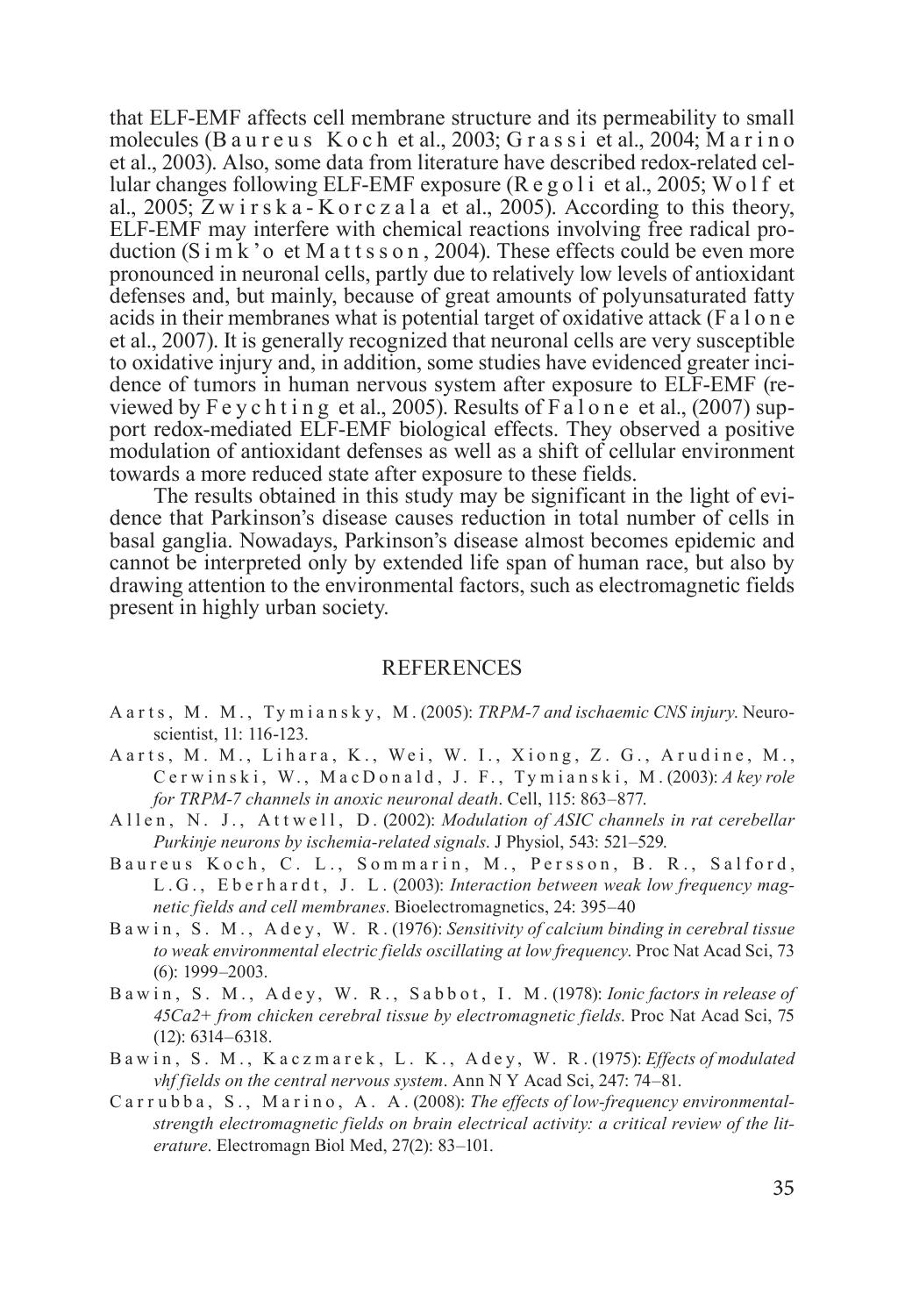that ELF-EMF affects cell membrane structure and its permeability to small molecules (Baureus Koch et al., 2003; Grassi et al., 2004; Marino et al., 2003). Also, some data from literature have described redox-related cellular changes following ELF-EMF exposure (Regoli et al., 2005; Wolf et al., 2005; Zwirska-Korczala et al., 2005). According to this theory, ELF-EMF may interfere with chemical reactions involving free radical production (Simk'o et Mattsson, 2004). These effects could be even more pronounced in neuronal cells, partly due to relatively low levels of antioxidant defenses and, but mainly, because of great amounts of polyunsaturated fatty acids in their membranes what is potential target of oxidative attack (Falone et al., 2007). It is generally recognized that neuronal cells are very susceptible to oxidative injury and, in addition, some studies have evidenced greater incidence of tumors in human nervous system after exposure to ELF-EMF (reviewed by Feychting et al., 2005). Results of Falone et al., (2007) support redox-mediated ELF-EMF biological effects. They observed a positive modulation of antioxidant defenses as well as a shift of cellular environment towards a more reduced state after exposure to these fields.

The results obtained in this study may be significant in the light of evidence that Parkinson's disease causes reduction in total number of cells in basal ganglia. Nowadays, Parkinson's disease almost becomes epidemic and cannot be interpreted only by extended life span of human race, but also by drawing attention to the environmental factors, such as electromagnetic fields present in highly urban society.

## REFERENCES

Aarts, M. M., Tymiansky, M. (2005): *TRPM-7 and ischaemic CNS injury*. Neuroscientist, 11: 116-123.

Aarts, M. M., Lihara, K., Wei, W. I., Xiong, Z. G., Arudine, M., Cerwinski, W., MacDonald, J. F., Tymianski, M. (2003): *A key role for TRPM-7 channels in anoxic neuronal death*. Cell, 115: 863–877.

Allen, N. J., Attwell, D. (2002): *Modulation of ASIC channels in rat cerebellar Purkinje neurons by ischemia-related signals*. J Physiol, 543: 521–529.

Baureus Koch, C. L., Sommarin, M., Persson, B. R., Salford, L.G., Eberhardt, J. L. (2003): *Interaction between weak low frequency magnetic fields and cell membranes*. Bioelectromagnetics, 24: 395–40

Bawin, S. M., Adey, W. R. (1976): *Sensitivity of calcium binding in cerebral tissue to weak environmental electric fields oscillating at low frequency*. Proc Nat Acad Sci, 73 (6): 1999–2003.

Bawin, S. M., Adey, W. R., Sabbot, I. M. (1978): *Ionic factors in release of 45Ca2+ from chicken cerebral tissue by electromagnetic fields*. Proc Nat Acad Sci, 75 (12): 6314–6318.

Bawin, S. M., Kaczmarek, L. K., Adey, W. R. (1975): *Effects of modulated vhf fields on the central nervous system*. Ann N Y Acad Sci, 247: 74–81.

Carrubba, S., Marino, A. A. (2008): *The effects of low-frequency environmental-strength electromagnetic fields on brain electrical activity: a critical review of the literature*. Electromagn Biol Med, 27(2): 83–101.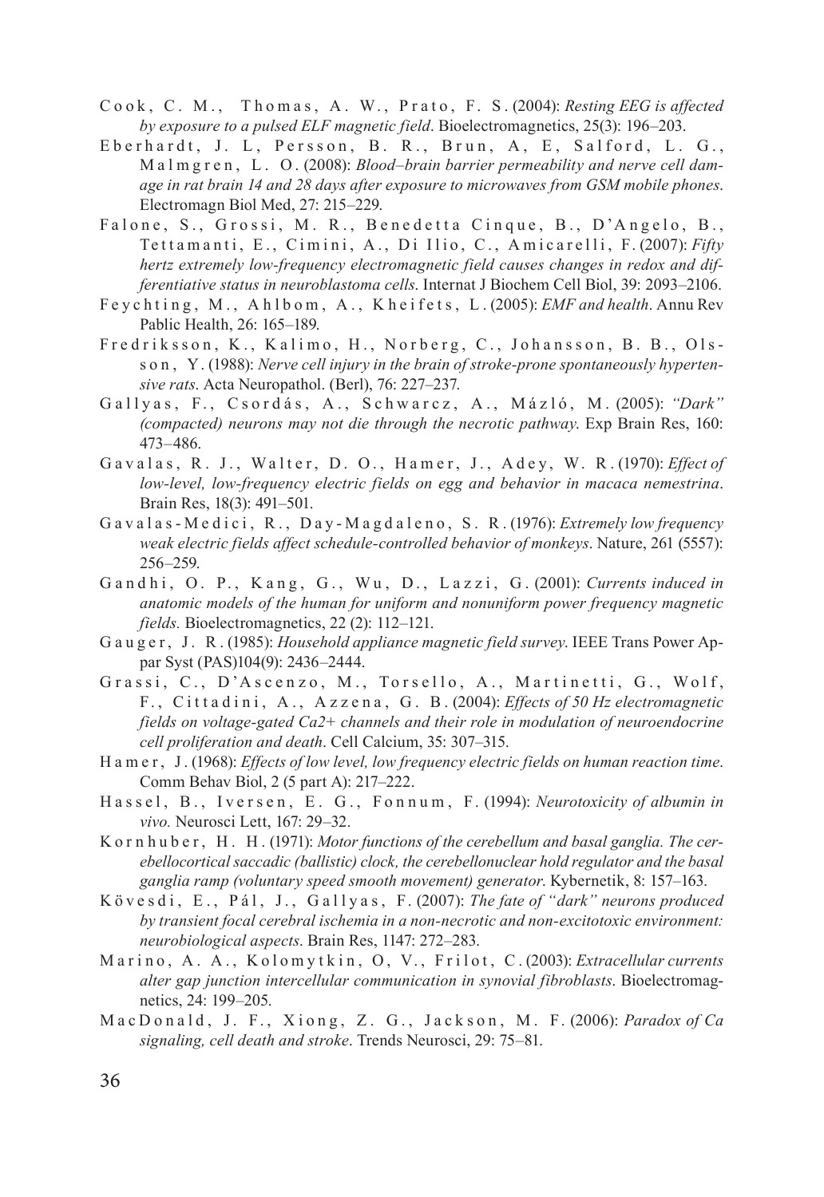Cook, C. M., Thomas, A. W., Prato, F. S. (2004): *Resting EEG is affected by exposure to a pulsed ELF magnetic field*. Bioelectromagnetics, 25(3): 196–203.

Eberhardt, J. L, Persson, B. R., Brun, A, E, Salford, L. G., Malmgren, L. O. (2008): *Blood–brain barrier permeability and nerve cell damage in rat brain 14 and 28 days after exposure to microwaves from GSM mobile phones*. Electromagn Biol Med, 27: 215–229.

Falone, S., Grossi, M. R., Benedetta Cinque, B., D'Angelo, B., Tettamanti, E., Cimini, A., Di Ilio, C., Amicarelli, F. (2007): *Fifty hertz extremely low-frequency electromagnetic field causes changes in redox and differentiative status in neuroblastoma cells*. Internat J Biochem Cell Biol, 39: 2093–2106.

Feychting, M., Ahlbom, A., Kheifets, L. (2005): *EMF and health*. Annu Rev Pablic Health, 26: 165–189.

Fredriksson, K., Kalimo, H., Norberg, C., Johansson, B. B., Olsson, Y. (1988): *Nerve cell injury in the brain of stroke-prone spontaneously hypertensive rats*. Acta Neuropathol. (Berl), 76: 227–237.

Gallyas, F., Csordás, A., Schwarcz, A., Mázló, M. (2005): *"Dark" (compacted) neurons may not die through the necrotic pathway*. Exp Brain Res, 160: 473–486.

Gavalas, R. J., Walter, D. O., Hamer, J., Adey, W. R. (1970): *Effect of low-level, low-frequency electric fields on egg and behavior in macaca nemestrina*. Brain Res, 18(3): 491–501.

Gavalas-Medici, R., Day-Magdaleno, S. R. (1976): *Extremely low frequency weak electric fields affect schedule-controlled behavior of monkeys*. Nature, 261 (5557): 256–259.

Gandhi, O. P., Kang, G., Wu, D., Lazzi, G. (2001): *Currents induced in anatomic models of the human for uniform and nonuniform power frequency magnetic fields.* Bioelectromagnetics, 22 (2): 112–121.

Gauger, J. R. (1985): *Household appliance magnetic field survey*. IEEE Trans Power Appar Syst (PAS)104(9): 2436–2444.

Grassi, C., D'Ascenzo, M., Torsello, A., Martinetti, G., Wolf, F., Cittadini, A., Azzena, G. B. (2004): *Effects of 50 Hz electromagnetic fields on voltage-gated Ca2+ channels and their role in modulation of neuroendocrine cell proliferation and death*. Cell Calcium, 35: 307–315.

Hamer, J. (1968): *Effects of low level, low frequency electric fields on human reaction time*. Comm Behav Biol, 2 (5 part A): 217–222.

Hassel, B., Iversen, E. G., Fonnum, F. (1994): *Neurotoxicity of albumin in vivo.* Neurosci Lett, 167: 29–32.

Kornhuber, H. H. (1971): *Motor functions of the cerebellum and basal ganglia. The cerebellocortical saccadic (ballistic) clock, the cerebellonuclear hold regulator and the basal ganglia ramp (voluntary speed smooth movement) generator*. Kybernetik, 8: 157–163.

Kövesdi, E., Pál, J., Gallyas, F. (2007): *The fate of "dark" neurons produced by transient focal cerebral ischemia in a non-necrotic and non-excitotoxic environment: neurobiological aspects*. Brain Res, 1147: 272–283.

Marino, A. A., Kolomytkin, O, V., Frilot, C. (2003): *Extracellular currents alter gap junction intercellular communication in synovial fibroblasts*. Bioelectromagnetics, 24: 199–205.

MacDonald, J. F., Xiong, Z. G., Jackson, M. F. (2006): *Paradox of Ca signaling, cell death and stroke*. Trends Neurosci, 29: 75–81.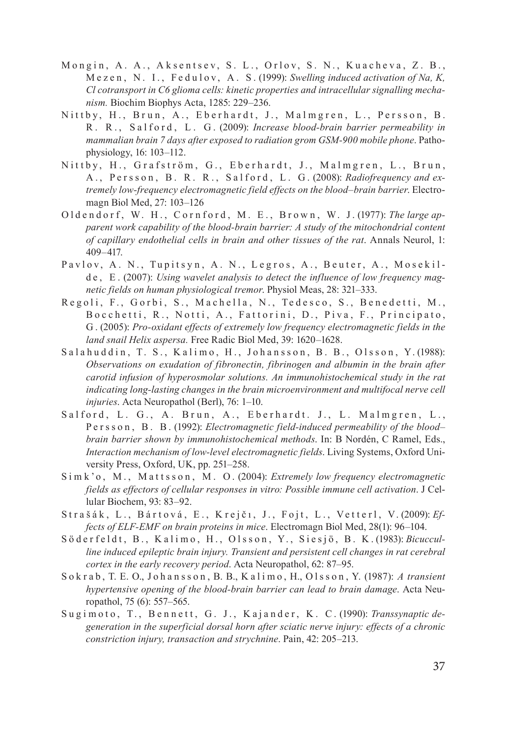Mongin, A. A., Aksentsev, S. L., Orlov, S. N., Kuacheva, Z. B., Mezen, N. I., Fedulov, A. S. (1999): *Swelling induced activation of Na, K, Cl cotransport in C6 glioma cells: kinetic properties and intracellular signalling mechanism.* Biochim Biophys Acta, 1285: 229–236.

Nittby, H., Brun, A., Eberhardt, J., Malmgren, L., Persson, B. R. R., Salford, L. G. (2009): *Increase blood-brain barrier permeability in mammalian brain 7 days after exposed to radiation grom GSM-900 mobile phone*. Pathophysiology, 16: 103–112.

Nittby, H., Grafström, G., Eberhardt, J., Malmgren, L., Brun, A., Persson, B. R. R., Salford, L. G. (2008): *Radiofrequency and extremely low-frequency electromagnetic field effects on the blood–brain barrier*. Electromagn Biol Med, 27: 103–126

Oldendorf, W. H., Cornford, M. E., Brown, W. J. (1977): *The large apparent work capability of the blood-brain barrier: A study of the mitochondrial content of capillary endothelial cells in brain and other tissues of the rat*. Annals Neurol, 1: 409–417.

Pavlov, A. N., Tupitsyn, A. N., Legros, A., Beuter, A., Mosekilde, E. (2007): *Using wavelet analysis to detect the influence of low frequency magnetic fields on human physiological tremor*. Physiol Meas, 28: 321–333.

Regoli, F., Gorbi, S., Machella, N., Tedesco, S., Benedetti, M., Bocchetti, R., Notti, A., Fattorini, D., Piva, F., Principato, G. (2005): *Pro-oxidant effects of extremely low frequency electromagnetic fields in the land snail Helix aspersa.* Free Radic Biol Med, 39: 1620–1628.

Salahuddin, T. S., Kalimo, H., Johansson, B. B., Olsson, Y. (1988): *Observations on exudation of fibronectin, fibrinogen and albumin in the brain after carotid infusion of hyperosmolar solutions. An immunohistochemical study in the rat indicating long-lasting changes in the brain microenvironment and multifocal nerve cell injuries*. Acta Neuropathol (Berl), 76: 1–10.

Salford, L. G., A. Brun, A., Eberhardt. J., L. Malmgren, L., Persson, B. B. (1992): *Electromagnetic field-induced permeability of the blood–brain barrier shown by immunohistochemical methods*. In: B Nordén, C Ramel, Eds., *Interaction mechanism of low-level electromagnetic fields*. Living Systems, Oxford University Press, Oxford, UK, pp. 251–258.

Simk'o, M., Mattsson, M. O. (2004): *Extremely low frequency electromagnetic fields as effectors of cellular responses in vitro: Possible immune cell activation*. J Cellular Biochem, 93: 83–92.

Strašák, L., Bártová, E., Krejčı, J., Fojt, L., Vetterl, V. (2009): *Effects of ELF-EMF on brain proteins in mice*. Electromagn Biol Med, 28(1): 96–104.

Söderfeldt, B., Kalimo, H., Olsson, Y., Siesjö, B. K. (1983): *Bicucculline induced epileptic brain injury. Transient and persistent cell changes in rat cerebral cortex in the early recovery period*. Acta Neuropathol, 62: 87–95.

Sokrab, T. E. O., Johansson, B. B., Kalimo, H., Olsson, Y. (1987): *A transient hypertensive opening of the blood-brain barrier can lead to brain damage*. Acta Neuropathol, 75 (6): 557–565.

Sugimoto, T., Bennett, G. J., Kajander, K. C. (1990): *Transsynaptic degeneration in the superficial dorsal horn after sciatic nerve injury: effects of a chronic constriction injury, transaction and strychnine*. Pain, 42: 205–213.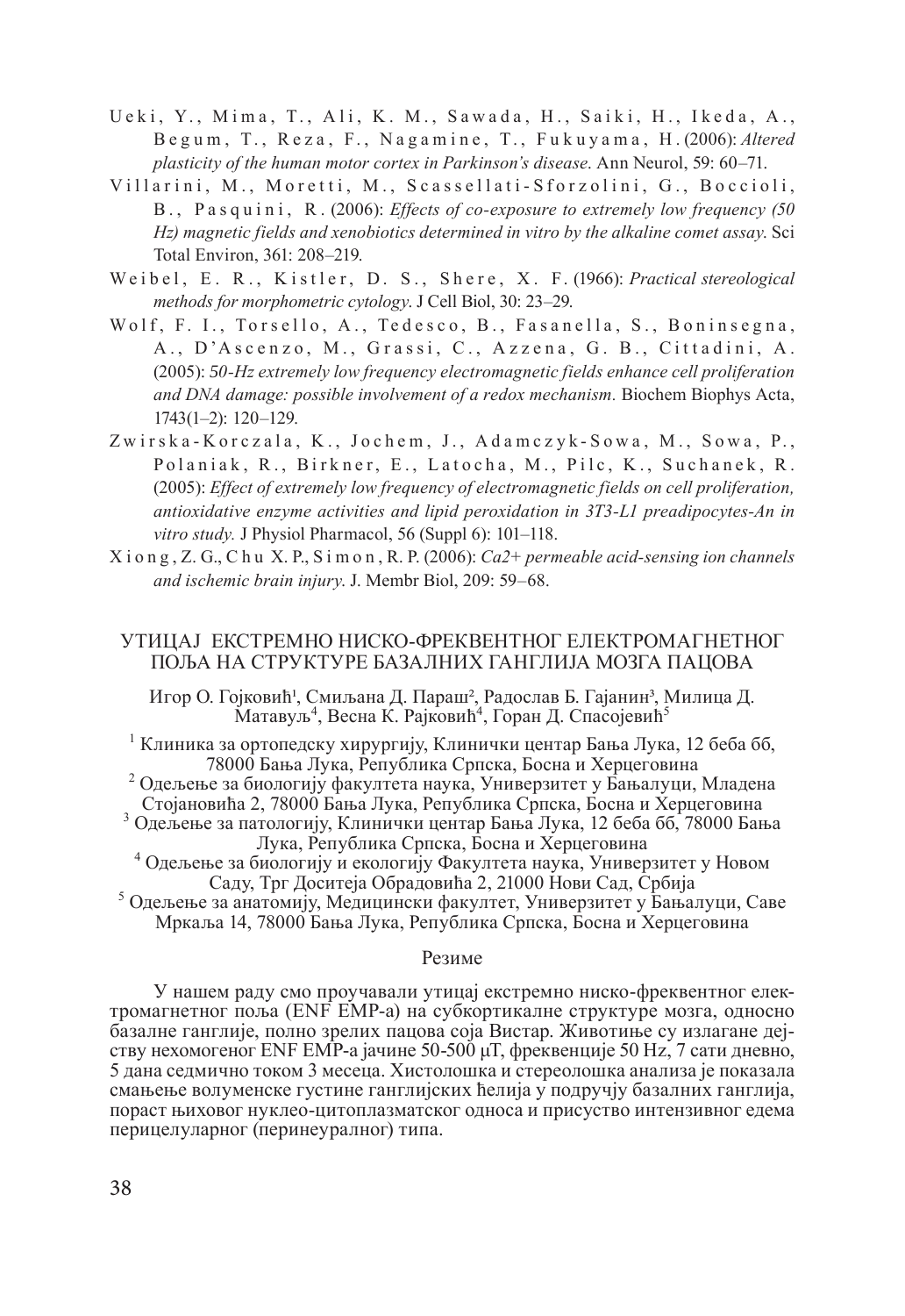Ueki, Y., Mima, T., Ali, K. M., Sawada, H., Saiki, H., Ikeda, A., Begum, T., Reza, F., Nagamine, T., Fukuyama, H. (2006): *Altered plasticity of the human motor cortex in Parkinson's disease*. Ann Neurol, 59: 60–71.

Villarini, M., Moretti, M., Scassellati-Sforzolini, G., Boccioli, B., Pasquini, R. (2006): *Effects of co-exposure to extremely low frequency (50 Hz) magnetic fields and xenobiotics determined in vitro by the alkaline comet assay*. Sci Total Environ, 361: 208–219.

Weibel, E. R., Kistler, D. S., Shere, X. F. (1966): *Practical stereological methods for morphometric cytology*. J Cell Biol, 30: 23–29.

Wolf, F. I., Torsello, A., Tedesco, B., Fasanella, S., Boninsegna, A., D'Ascenzo, M., Grassi, C., Azzena, G. B., Cittadini, A. (2005): *50-Hz extremely low frequency electromagnetic fields enhance cell proliferation and DNA damage: possible involvement of a redox mechanism*. Biochem Biophys Acta, 1743(1–2): 120–129.

Zwirska-Korczala, K., Jochem, J., Adamczyk-Sowa, M., Sowa, P., Polaniak, R., Birkner, E., Latocha, M., Pilc, K., Suchanek, R. (2005): *Effect of extremely low frequency of electromagnetic fields on cell proliferation, antioxidative enzyme activities and lipid peroxidation in 3T3-L1 preadipocytes-An in vitro study*. J Physiol Pharmacol, 56 (Suppl 6): 101–118.

Xiong, Z. G., Chu X. P., Simon, R. P. (2006): *Ca2+ permeable acid-sensing ion channels and ischemic brain injury*. J. Membr Biol, 209: 59–68.

## УТИЦАЈ ЕКСТРЕМНО НИСКО-ФРЕКВЕНТНОГ ЕЛЕКТРОМАГНЕТНОГ ПОЉА НА СТРУКТУРЕ БАЗАЛНИХ ГАНГЛИЈА МОЗГА ПАЦОВА

Игор О. Гојковић[1], Смиљана Д. Параш[2], Радослав Б. Гајанин[3], Милица Д. Матавуљ[4], Весна К. Рајковић[4], Горан Д. Спасојевић[5]

[1] Клиника за ортопедску хирургију, Клинички центар Бања Лука, 12 беба бб, 78000 Бања Лука, Република Српска, Босна и Херцеговина
[2] Одељење за биологију факултета наука, Универзитет у Бањалуци, Младена Стојановића 2, 78000 Бања Лука, Република Српска, Босна и Херцеговина
[3] Одељење за патологију, Клинички центар Бања Лука, 12 беба бб, 78000 Бања Лука, Република Српска, Босна и Херцеговина
[4] Одељење за биологију и екологију Факултета наука, Универзитет у Новом Саду, Трг Доситеја Обрадовића 2, 21000 Нови Сад, Србија
[5] Одељење за анатомију, Медицински факултет, Универзитет у Бањалуци, Саве Мркаља 14, 78000 Бања Лука, Република Српска, Босна и Херцеговина

### Резиме

У нашем раду смо проучавали утицај екстремно ниско-фреквентног електромагнетног поља (ENF EMP-а) на субкортикалне структуре мозга, односно базалне ганглије, полно зрелих пацова соја Вистар. Животиње су излагане дејству нехомогеног ENF EMP-а јачине 50-500 μT, фреквенције 50 Hz, 7 сати дневно, 5 дана седмично током 3 месеца. Хистолошка и стереолошка анализа је показала смањење волуменске густине ганглијских ћелија у подручју базалних ганглија, пораст њиховог нуклео-цитоплазматског односа и присуство интензивног едема перицелуларног (перинеуралног) типа.